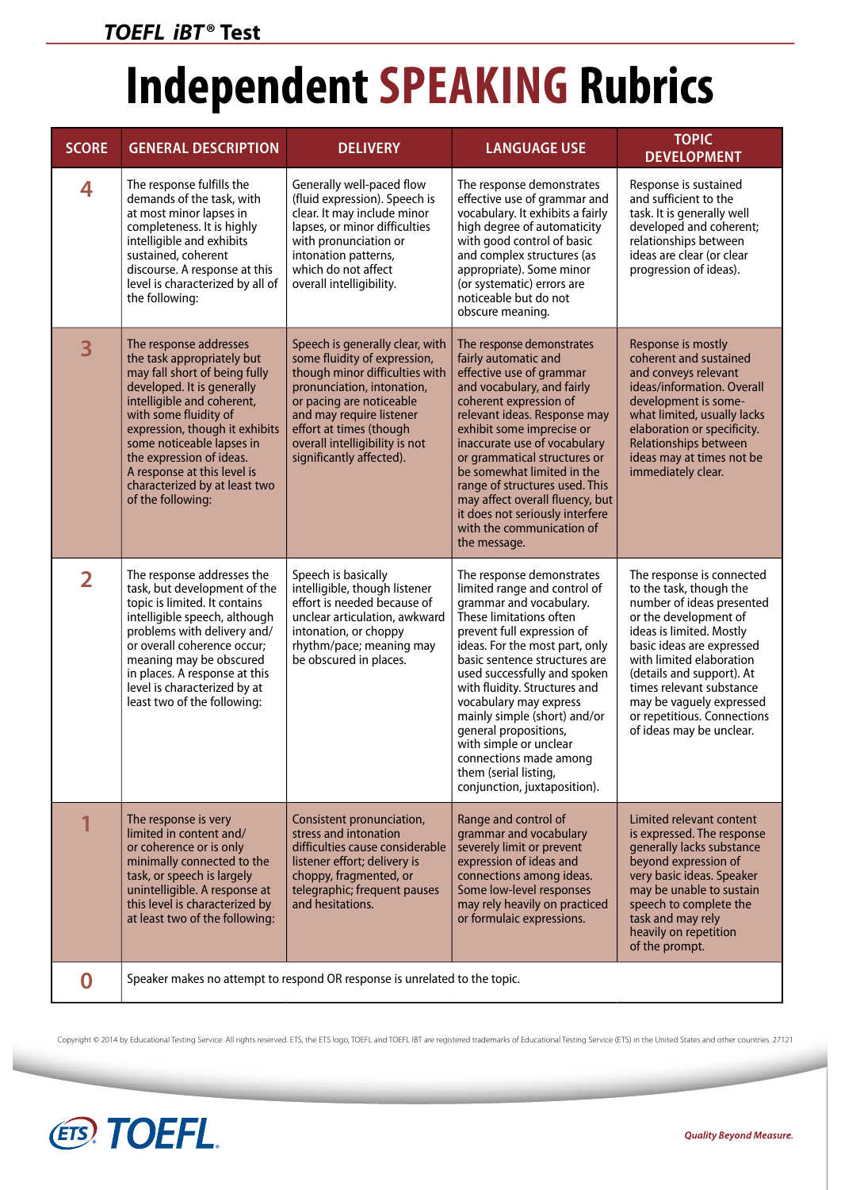## *TOEFL iBT*® Test

# Independent SPEAKING Rubrics

| SCORE | GENERAL DESCRIPTION | DELIVERY | LANGUAGE USE | TOPIC DEVELOPMENT |
|---|---|---|---|---|
| 4 | The response fulfills the demands of the task, with at most minor lapses in completeness. It is highly intelligible and exhibits sustained, coherent discourse. A response at this level is characterized by all of the following: | Generally well-paced flow (fluid expression). Speech is clear. It may include minor lapses, or minor difficulties with pronunciation or intonation patterns, which do not affect overall intelligibility. | The response demonstrates effective use of grammar and vocabulary. It exhibits a fairly high degree of automaticity with good control of basic and complex structures (as appropriate). Some minor (or systematic) errors are noticeable but do not obscure meaning. | Response is sustained and sufficient to the task. It is generally well developed and coherent; relationships between ideas are clear (or clear progression of ideas). |
| 3 | The response addresses the task appropriately but may fall short of being fully developed. It is generally intelligible and coherent, with some fluidity of expression, though it exhibits some noticeable lapses in the expression of ideas. A response at this level is characterized by at least two of the following: | Speech is generally clear, with some fluidity of expression, though minor difficulties with pronunciation, intonation, or pacing are noticeable and may require listener effort at times (though overall intelligibility is not significantly affected). | The response demonstrates fairly automatic and effective use of grammar and vocabulary, and fairly coherent expression of relevant ideas. Response may exhibit some imprecise or inaccurate use of vocabulary or grammatical structures or be somewhat limited in the range of structures used. This may affect overall fluency, but it does not seriously interfere with the communication of the message. | Response is mostly coherent and sustained and conveys relevant ideas/information. Overall development is somewhat limited, usually lacks elaboration or specificity. Relationships between ideas may at times not be immediately clear. |
| 2 | The response addresses the task, but development of the topic is limited. It contains intelligible speech, although problems with delivery and/or overall coherence occur; meaning may be obscured in places. A response at this level is characterized by at least two of the following: | Speech is basically intelligible, though listener effort is needed because of unclear articulation, awkward intonation, or choppy rhythm/pace; meaning may be obscured in places. | The response demonstrates limited range and control of grammar and vocabulary. These limitations often prevent full expression of ideas. For the most part, only basic sentence structures are used successfully and spoken with fluidity. Structures and vocabulary may express mainly simple (short) and/or general propositions, with simple or unclear connections made among them (serial listing, conjunction, juxtaposition). | The response is connected to the task, though the number of ideas presented or the development of ideas is limited. Mostly basic ideas are expressed with limited elaboration (details and support). At times relevant substance may be vaguely expressed or repetitious. Connections of ideas may be unclear. |
| 1 | The response is very limited in content and/or coherence or is only minimally connected to the task, or speech is largely unintelligible. A response at this level is characterized by at least two of the following: | Consistent pronunciation, stress and intonation difficulties cause considerable listener effort; delivery is choppy, fragmented, or telegraphic; frequent pauses and hesitations. | Range and control of grammar and vocabulary severely limit or prevent expression of ideas and connections among ideas. Some low-level responses may rely heavily on practiced or formulaic expressions. | Limited relevant content is expressed. The response generally lacks substance beyond expression of very basic ideas. Speaker may be unable to sustain speech to complete the task and may rely heavily on repetition of the prompt. |
| 0 | Speaker makes no attempt to respond OR response is unrelated to the topic. | | | |

Copyright © 2014 by Educational Testing Service. All rights reserved. ETS, the ETS logo, TOEFL and TOEFL IBT are registered trademarks of Educational Testing Service (ETS) in the United States and other countries. 27121

ETS TOEFL

*Quality Beyond Measure.*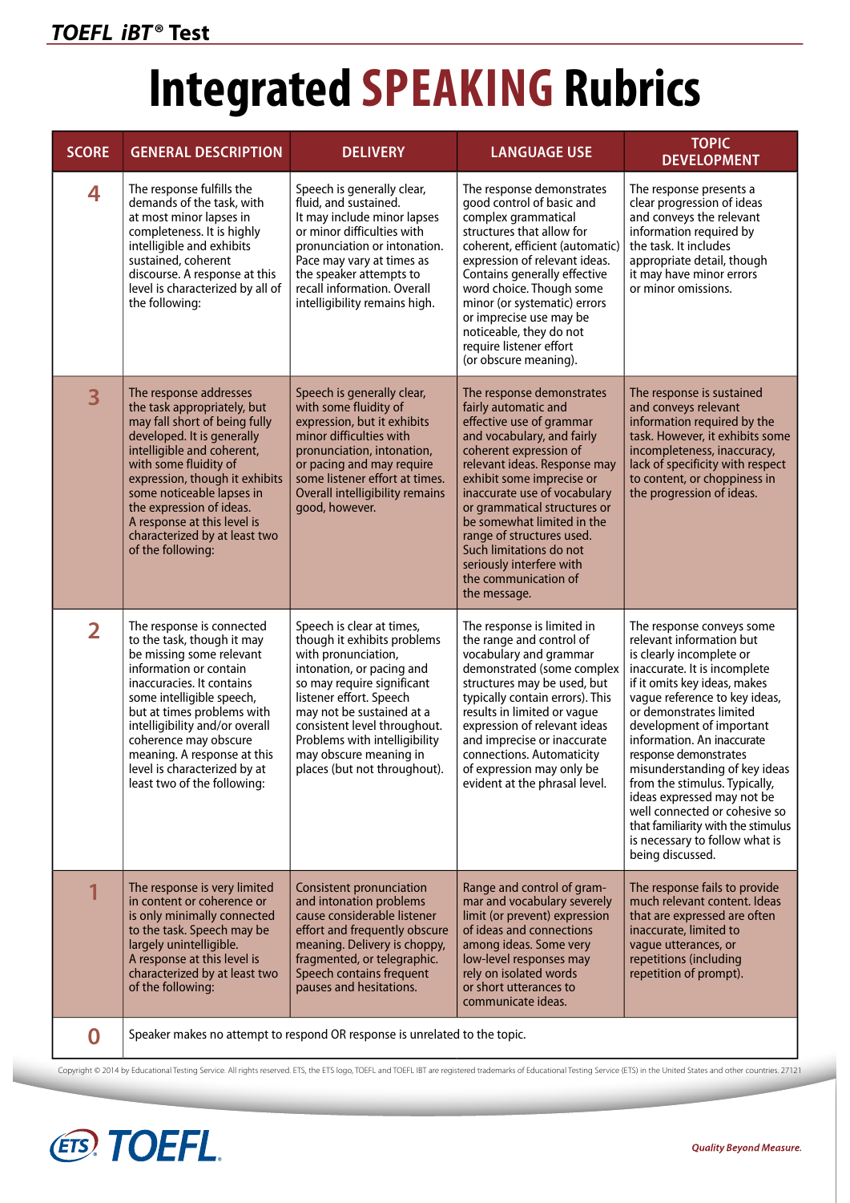TOEFL iBT® Test

# Integrated SPEAKING Rubrics

| SCORE | GENERAL DESCRIPTION | DELIVERY | LANGUAGE USE | TOPIC DEVELOPMENT |
|---|---|---|---|---|
| 4 | The response fulfills the demands of the task, with at most minor lapses in completeness. It is highly intelligible and exhibits sustained, coherent discourse. A response at this level is characterized by all of the following: | Speech is generally clear, fluid, and sustained. It may include minor lapses or minor difficulties with pronunciation or intonation. Pace may vary at times as the speaker attempts to recall information. Overall intelligibility remains high. | The response demonstrates good control of basic and complex grammatical structures that allow for coherent, efficient (automatic) expression of relevant ideas. Contains generally effective word choice. Though some minor (or systematic) errors or imprecise use may be noticeable, they do not require listener effort (or obscure meaning). | The response presents a clear progression of ideas and conveys the relevant information required by the task. It includes appropriate detail, though it may have minor errors or minor omissions. |
| 3 | The response addresses the task appropriately, but may fall short of being fully developed. It is generally intelligible and coherent, with some fluidity of expression, though it exhibits some noticeable lapses in the expression of ideas. A response at this level is characterized by at least two of the following: | Speech is generally clear, with some fluidity of expression, but it exhibits minor difficulties with pronunciation, intonation, or pacing and may require some listener effort at times. Overall intelligibility remains good, however. | The response demonstrates fairly automatic and effective use of grammar and vocabulary, and fairly coherent expression of relevant ideas. Response may exhibit some imprecise or inaccurate use of vocabulary or grammatical structures or be somewhat limited in the range of structures used. Such limitations do not seriously interfere with the communication of the message. | The response is sustained and conveys relevant information required by the task. However, it exhibits some incompleteness, inaccuracy, lack of specificity with respect to content, or choppiness in the progression of ideas. |
| 2 | The response is connected to the task, though it may be missing some relevant information or contain inaccuracies. It contains some intelligible speech, but at times problems with intelligibility and/or overall coherence may obscure meaning. A response at this level is characterized by at least two of the following: | Speech is clear at times, though it exhibits problems with pronunciation, intonation, or pacing and so may require significant listener effort. Speech may not be sustained at a consistent level throughout. Problems with intelligibility may obscure meaning in places (but not throughout). | The response is limited in the range and control of vocabulary and grammar demonstrated (some complex structures may be used, but typically contain errors). This results in limited or vague expression of relevant ideas and imprecise or inaccurate connections. Automaticity of expression may only be evident at the phrasal level. | The response conveys some relevant information but is clearly incomplete or inaccurate. It is incomplete if it omits key ideas, makes vague reference to key ideas, or demonstrates limited development of important information. An inaccurate response demonstrates misunderstanding of key ideas from the stimulus. Typically, ideas expressed may not be well connected or cohesive so that familiarity with the stimulus is necessary to follow what is being discussed. |
| 1 | The response is very limited in content or coherence or is only minimally connected to the task. Speech may be largely unintelligible. A response at this level is characterized by at least two of the following: | Consistent pronunciation and intonation problems cause considerable listener effort and frequently obscure meaning. Delivery is choppy, fragmented, or telegraphic. Speech contains frequent pauses and hesitations. | Range and control of grammar and vocabulary severely limit (or prevent) expression of ideas and connections among ideas. Some very low-level responses may rely on isolated words or short utterances to communicate ideas. | The response fails to provide much relevant content. Ideas that are expressed are often inaccurate, limited to vague utterances, or repetitions (including repetition of prompt). |
| 0 | Speaker makes no attempt to respond OR response is unrelated to the topic. | | | |

Copyright © 2014 by Educational Testing Service. All rights reserved. ETS, the ETS logo, TOEFL and TOEFL IBT are registered trademarks of Educational Testing Service (ETS) in the United States and other countries. 27121

ETS TOEFL

*Quality Beyond Measure.*